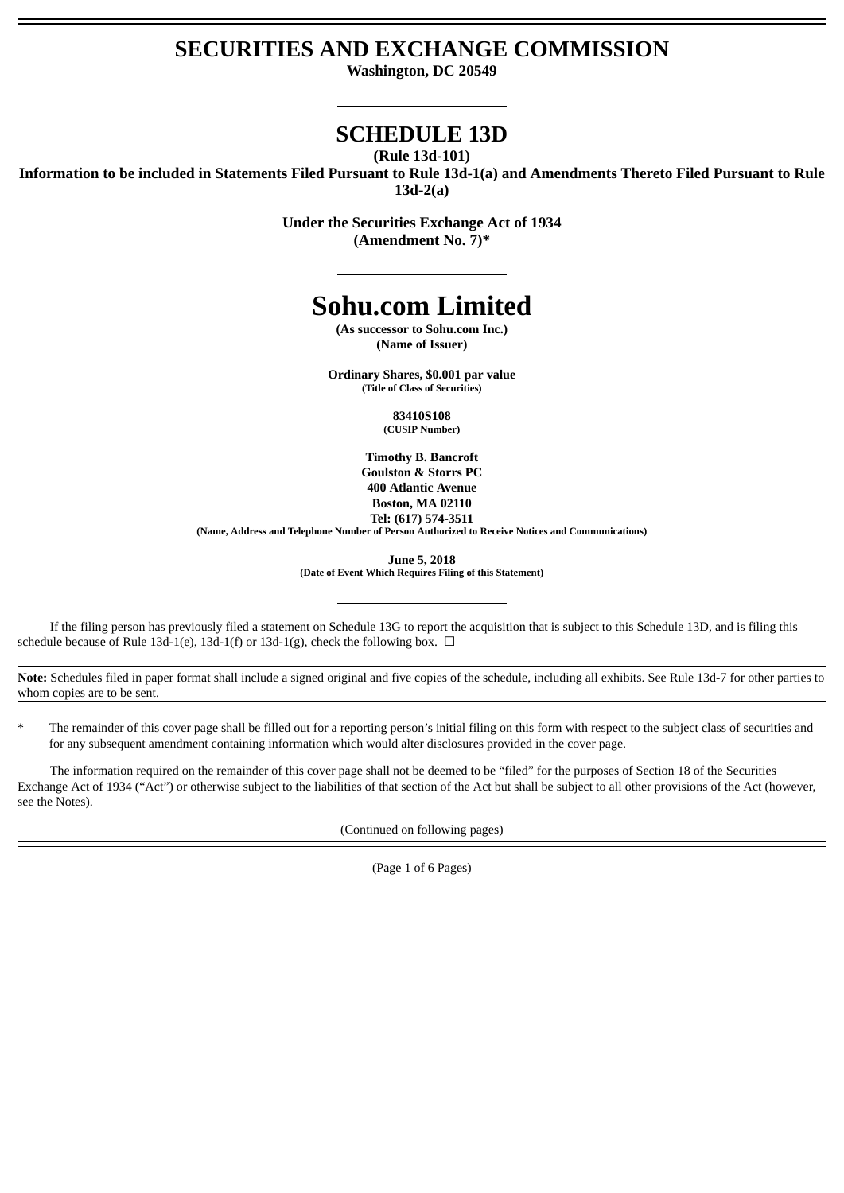# SECURITIES AND EXCHANGE COMMISSION

**Washington, DC 20549**

---

# SCHEDULE 13D

**(Rule 13d-101)**

**Information to be included in Statements Filed Pursuant to Rule 13d-1(a) and Amendments Thereto Filed Pursuant to Rule 13d-2(a)**

**Under the Securities Exchange Act of 1934**
**(Amendment No. 7)***

---

# Sohu.com Limited

**(As successor to Sohu.com Inc.)**
**(Name of Issuer)**

**Ordinary Shares, $0.001 par value**
**(Title of Class of Securities)**

**83410S108**
**(CUSIP Number)**

**Timothy B. Bancroft**
**Goulston & Storrs PC**
**400 Atlantic Avenue**
**Boston, MA 02110**
**Tel: (617) 574-3511**
**(Name, Address and Telephone Number of Person Authorized to Receive Notices and Communications)**

**June 5, 2018**
**(Date of Event Which Requires Filing of this Statement)**

---

If the filing person has previously filed a statement on Schedule 13G to report the acquisition that is subject to this Schedule 13D, and is filing this schedule because of Rule 13d-1(e), 13d-1(f) or 13d-1(g), check the following box. ☐

**Note:** Schedules filed in paper format shall include a signed original and five copies of the schedule, including all exhibits. See Rule 13d-7 for other parties to whom copies are to be sent.

* The remainder of this cover page shall be filled out for a reporting person's initial filing on this form with respect to the subject class of securities and for any subsequent amendment containing information which would alter disclosures provided in the cover page.

The information required on the remainder of this cover page shall not be deemed to be "filed" for the purposes of Section 18 of the Securities Exchange Act of 1934 ("Act") or otherwise subject to the liabilities of that section of the Act but shall be subject to all other provisions of the Act (however, see the Notes).

(Continued on following pages)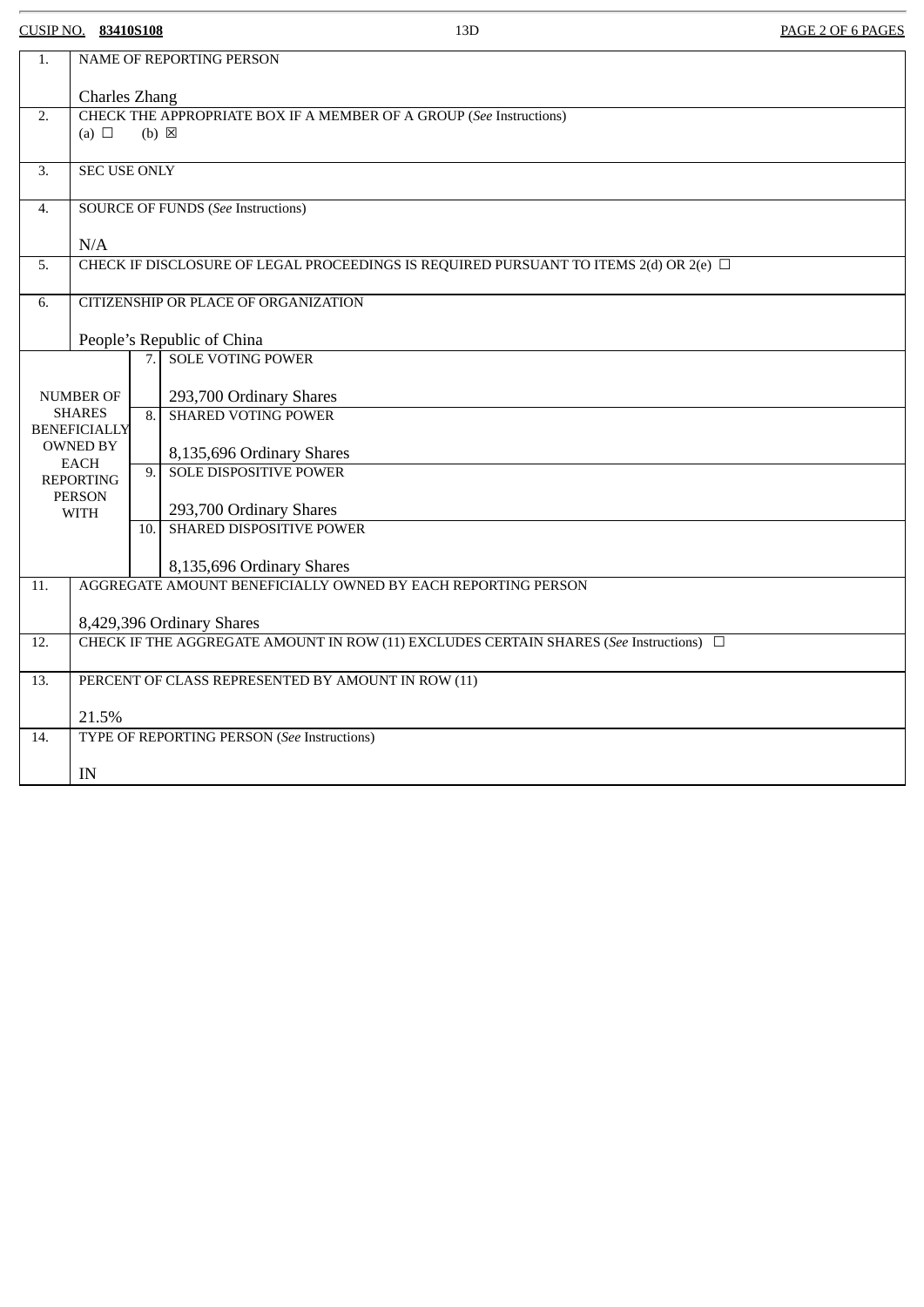CUSIP NO. **83410S108** 13D

| | | | |
|---|---|---|---|
| 1. | NAME OF REPORTING PERSON<br><br>Charles Zhang | | |
| 2. | CHECK THE APPROPRIATE BOX IF A MEMBER OF A GROUP (*See* Instructions)<br>(a) ☐ (b) ☒ | | |
| 3. | SEC USE ONLY | | |
| 4. | SOURCE OF FUNDS (*See* Instructions)<br><br>N/A | | |
| 5. | CHECK IF DISCLOSURE OF LEGAL PROCEEDINGS IS REQUIRED PURSUANT TO ITEMS 2(d) OR 2(e) ☐ | | |
| 6. | CITIZENSHIP OR PLACE OF ORGANIZATION<br><br>People’s Republic of China | | |
| NUMBER OF SHARES BENEFICIALLY OWNED BY EACH REPORTING PERSON WITH | | 7. | SOLE VOTING POWER<br><br>293,700 Ordinary Shares |
| | | 8. | SHARED VOTING POWER<br><br>8,135,696 Ordinary Shares |
| | | 9. | SOLE DISPOSITIVE POWER<br><br>293,700 Ordinary Shares |
| | | 10. | SHARED DISPOSITIVE POWER<br><br>8,135,696 Ordinary Shares |
| 11. | AGGREGATE AMOUNT BENEFICIALLY OWNED BY EACH REPORTING PERSON<br><br>8,429,396 Ordinary Shares | | |
| 12. | CHECK IF THE AGGREGATE AMOUNT IN ROW (11) EXCLUDES CERTAIN SHARES (*See* Instructions) ☐ | | |
| 13. | PERCENT OF CLASS REPRESENTED BY AMOUNT IN ROW (11)<br><br>21.5% | | |
| 14. | TYPE OF REPORTING PERSON (*See* Instructions)<br><br>IN | | |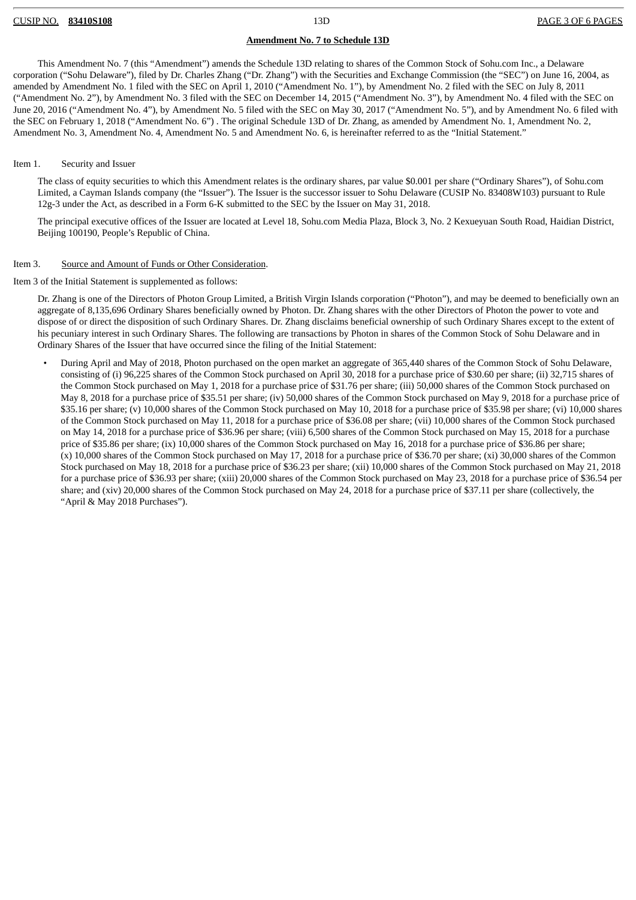**Amendment No. 7 to Schedule 13D**

This Amendment No. 7 (this "Amendment") amends the Schedule 13D relating to shares of the Common Stock of Sohu.com Inc., a Delaware corporation ("Sohu Delaware"), filed by Dr. Charles Zhang ("Dr. Zhang") with the Securities and Exchange Commission (the "SEC") on June 16, 2004, as amended by Amendment No. 1 filed with the SEC on April 1, 2010 ("Amendment No. 1"), by Amendment No. 2 filed with the SEC on July 8, 2011 ("Amendment No. 2"), by Amendment No. 3 filed with the SEC on December 14, 2015 ("Amendment No. 3"), by Amendment No. 4 filed with the SEC on June 20, 2016 ("Amendment No. 4"), by Amendment No. 5 filed with the SEC on May 30, 2017 ("Amendment No. 5"), and by Amendment No. 6 filed with the SEC on February 1, 2018 ("Amendment No. 6") . The original Schedule 13D of Dr. Zhang, as amended by Amendment No. 1, Amendment No. 2, Amendment No. 3, Amendment No. 4, Amendment No. 5 and Amendment No. 6, is hereinafter referred to as the "Initial Statement."

Item 1. Security and Issuer

The class of equity securities to which this Amendment relates is the ordinary shares, par value $0.001 per share ("Ordinary Shares"), of Sohu.com Limited, a Cayman Islands company (the "Issuer"). The Issuer is the successor issuer to Sohu Delaware (CUSIP No. 83408W103) pursuant to Rule 12g-3 under the Act, as described in a Form 6-K submitted to the SEC by the Issuer on May 31, 2018.

The principal executive offices of the Issuer are located at Level 18, Sohu.com Media Plaza, Block 3, No. 2 Kexueyuan South Road, Haidian District, Beijing 100190, People's Republic of China.

Item 3. Source and Amount of Funds or Other Consideration.

Item 3 of the Initial Statement is supplemented as follows:

Dr. Zhang is one of the Directors of Photon Group Limited, a British Virgin Islands corporation ("Photon"), and may be deemed to beneficially own an aggregate of 8,135,696 Ordinary Shares beneficially owned by Photon. Dr. Zhang shares with the other Directors of Photon the power to vote and dispose of or direct the disposition of such Ordinary Shares. Dr. Zhang disclaims beneficial ownership of such Ordinary Shares except to the extent of his pecuniary interest in such Ordinary Shares. The following are transactions by Photon in shares of the Common Stock of Sohu Delaware and in Ordinary Shares of the Issuer that have occurred since the filing of the Initial Statement:

- During April and May of 2018, Photon purchased on the open market an aggregate of 365,440 shares of the Common Stock of Sohu Delaware, consisting of (i) 96,225 shares of the Common Stock purchased on April 30, 2018 for a purchase price of $30.60 per share; (ii) 32,715 shares of the Common Stock purchased on May 1, 2018 for a purchase price of $31.76 per share; (iii) 50,000 shares of the Common Stock purchased on May 8, 2018 for a purchase price of $35.51 per share; (iv) 50,000 shares of the Common Stock purchased on May 9, 2018 for a purchase price of $35.16 per share; (v) 10,000 shares of the Common Stock purchased on May 10, 2018 for a purchase price of $35.98 per share; (vi) 10,000 shares of the Common Stock purchased on May 11, 2018 for a purchase price of $36.08 per share; (vii) 10,000 shares of the Common Stock purchased on May 14, 2018 for a purchase price of $36.96 per share; (viii) 6,500 shares of the Common Stock purchased on May 15, 2018 for a purchase price of $35.86 per share; (ix) 10,000 shares of the Common Stock purchased on May 16, 2018 for a purchase price of $36.86 per share; (x) 10,000 shares of the Common Stock purchased on May 17, 2018 for a purchase price of $36.70 per share; (xi) 30,000 shares of the Common Stock purchased on May 18, 2018 for a purchase price of $36.23 per share; (xii) 10,000 shares of the Common Stock purchased on May 21, 2018 for a purchase price of $36.93 per share; (xiii) 20,000 shares of the Common Stock purchased on May 23, 2018 for a purchase price of $36.54 per share; and (xiv) 20,000 shares of the Common Stock purchased on May 24, 2018 for a purchase price of $37.11 per share (collectively, the "April & May 2018 Purchases").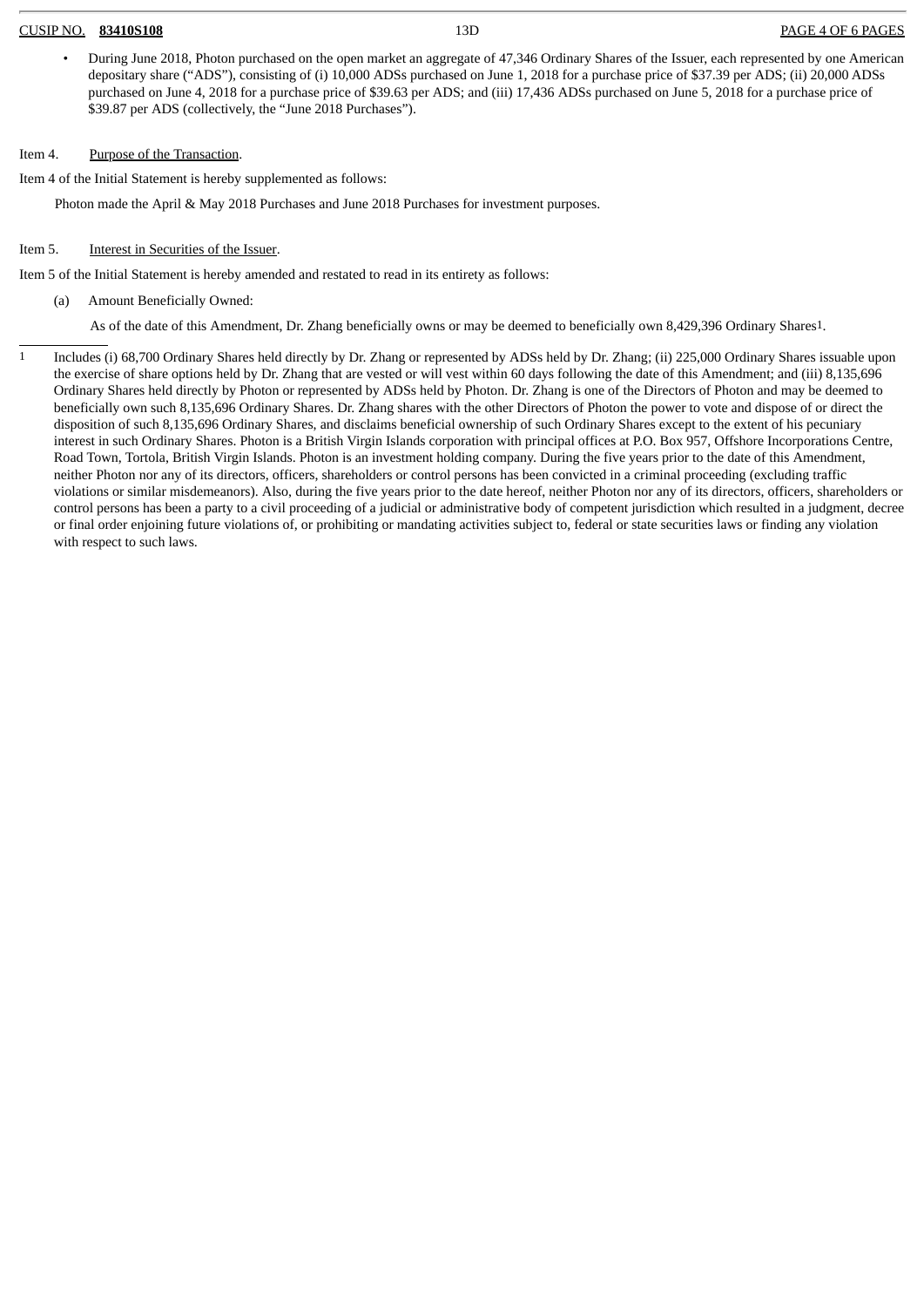- During June 2018, Photon purchased on the open market an aggregate of 47,346 Ordinary Shares of the Issuer, each represented by one American depositary share ("ADS"), consisting of (i) 10,000 ADSs purchased on June 1, 2018 for a purchase price of $37.39 per ADS; (ii) 20,000 ADSs purchased on June 4, 2018 for a purchase price of $39.63 per ADS; and (iii) 17,436 ADSs purchased on June 5, 2018 for a purchase price of $39.87 per ADS (collectively, the "June 2018 Purchases").

Item 4. Purpose of the Transaction.

Item 4 of the Initial Statement is hereby supplemented as follows:

Photon made the April & May 2018 Purchases and June 2018 Purchases for investment purposes.

Item 5. Interest in Securities of the Issuer.

Item 5 of the Initial Statement is hereby amended and restated to read in its entirety as follows:

(a) Amount Beneficially Owned:

As of the date of this Amendment, Dr. Zhang beneficially owns or may be deemed to beneficially own 8,429,396 Ordinary Shares[1].

[1] Includes (i) 68,700 Ordinary Shares held directly by Dr. Zhang or represented by ADSs held by Dr. Zhang; (ii) 225,000 Ordinary Shares issuable upon the exercise of share options held by Dr. Zhang that are vested or will vest within 60 days following the date of this Amendment; and (iii) 8,135,696 Ordinary Shares held directly by Photon or represented by ADSs held by Photon. Dr. Zhang is one of the Directors of Photon and may be deemed to beneficially own such 8,135,696 Ordinary Shares. Dr. Zhang shares with the other Directors of Photon the power to vote and dispose of or direct the disposition of such 8,135,696 Ordinary Shares, and disclaims beneficial ownership of such Ordinary Shares except to the extent of his pecuniary interest in such Ordinary Shares. Photon is a British Virgin Islands corporation with principal offices at P.O. Box 957, Offshore Incorporations Centre, Road Town, Tortola, British Virgin Islands. Photon is an investment holding company. During the five years prior to the date of this Amendment, neither Photon nor any of its directors, officers, shareholders or control persons has been convicted in a criminal proceeding (excluding traffic violations or similar misdemeanors). Also, during the five years prior to the date hereof, neither Photon nor any of its directors, officers, shareholders or control persons has been a party to a civil proceeding of a judicial or administrative body of competent jurisdiction which resulted in a judgment, decree or final order enjoining future violations of, or prohibiting or mandating activities subject to, federal or state securities laws or finding any violation with respect to such laws.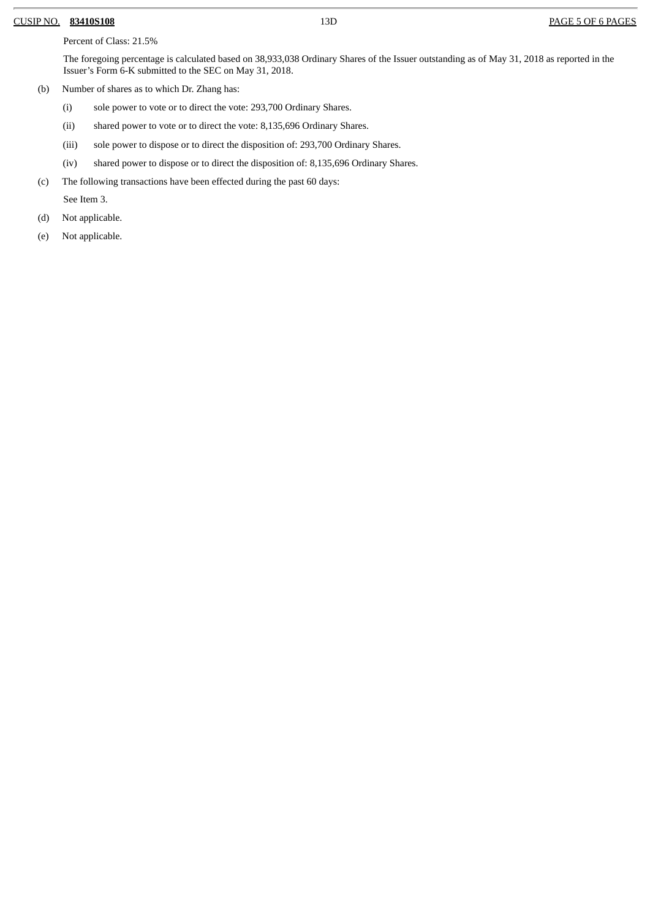Percent of Class: 21.5%

The foregoing percentage is calculated based on 38,933,038 Ordinary Shares of the Issuer outstanding as of May 31, 2018 as reported in the Issuer's Form 6-K submitted to the SEC on May 31, 2018.

(b) Number of shares as to which Dr. Zhang has:

  (i) sole power to vote or to direct the vote: 293,700 Ordinary Shares.

  (ii) shared power to vote or to direct the vote: 8,135,696 Ordinary Shares.

  (iii) sole power to dispose or to direct the disposition of: 293,700 Ordinary Shares.

  (iv) shared power to dispose or to direct the disposition of: 8,135,696 Ordinary Shares.

(c) The following transactions have been effected during the past 60 days:

See Item 3.

(d) Not applicable.

(e) Not applicable.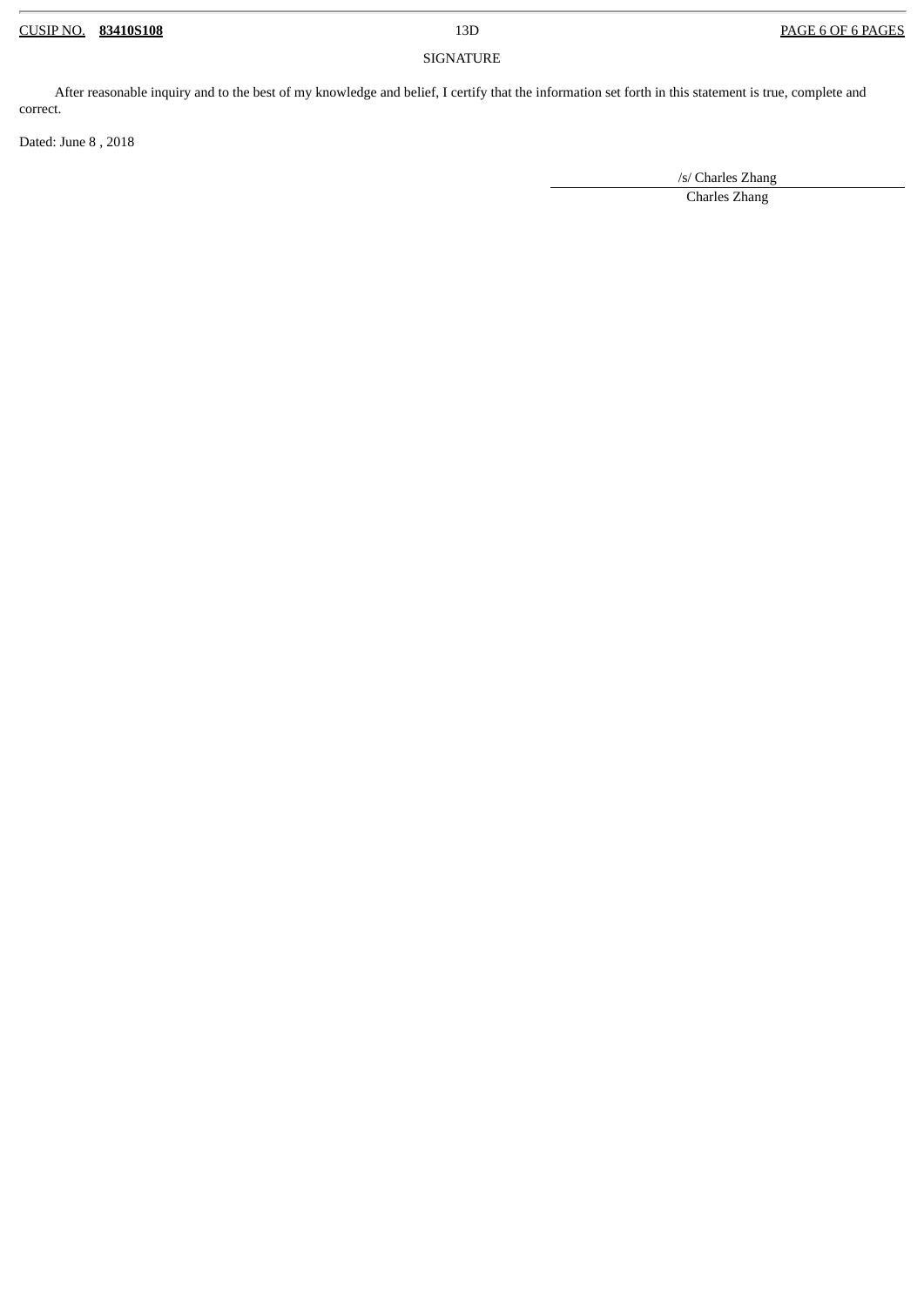SIGNATURE

After reasonable inquiry and to the best of my knowledge and belief, I certify that the information set forth in this statement is true, complete and correct.

Dated: June 8 , 2018

/s/ Charles Zhang

Charles Zhang